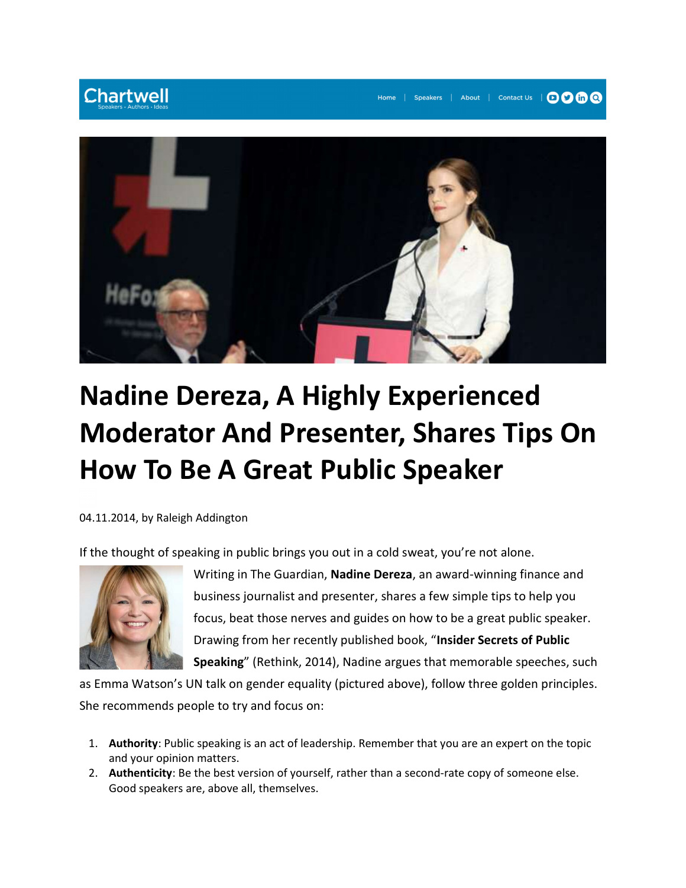Chartwell
Speakers · Authors · Ideas

Home | Speakers | About | Contact Us

# Nadine Dereza, A Highly Experienced Moderator And Presenter, Shares Tips On How To Be A Great Public Speaker

04.11.2014, by Raleigh Addington

If the thought of speaking in public brings you out in a cold sweat, you're not alone.

Writing in The Guardian, **Nadine Dereza**, an award-winning finance and business journalist and presenter, shares a few simple tips to help you focus, beat those nerves and guides on how to be a great public speaker. Drawing from her recently published book, "**Insider Secrets of Public Speaking**" (Rethink, 2014), Nadine argues that memorable speeches, such as Emma Watson's UN talk on gender equality (pictured above), follow three golden principles. She recommends people to try and focus on:

1. **Authority**: Public speaking is an act of leadership. Remember that you are an expert on the topic and your opinion matters.
2. **Authenticity**: Be the best version of yourself, rather than a second-rate copy of someone else. Good speakers are, above all, themselves.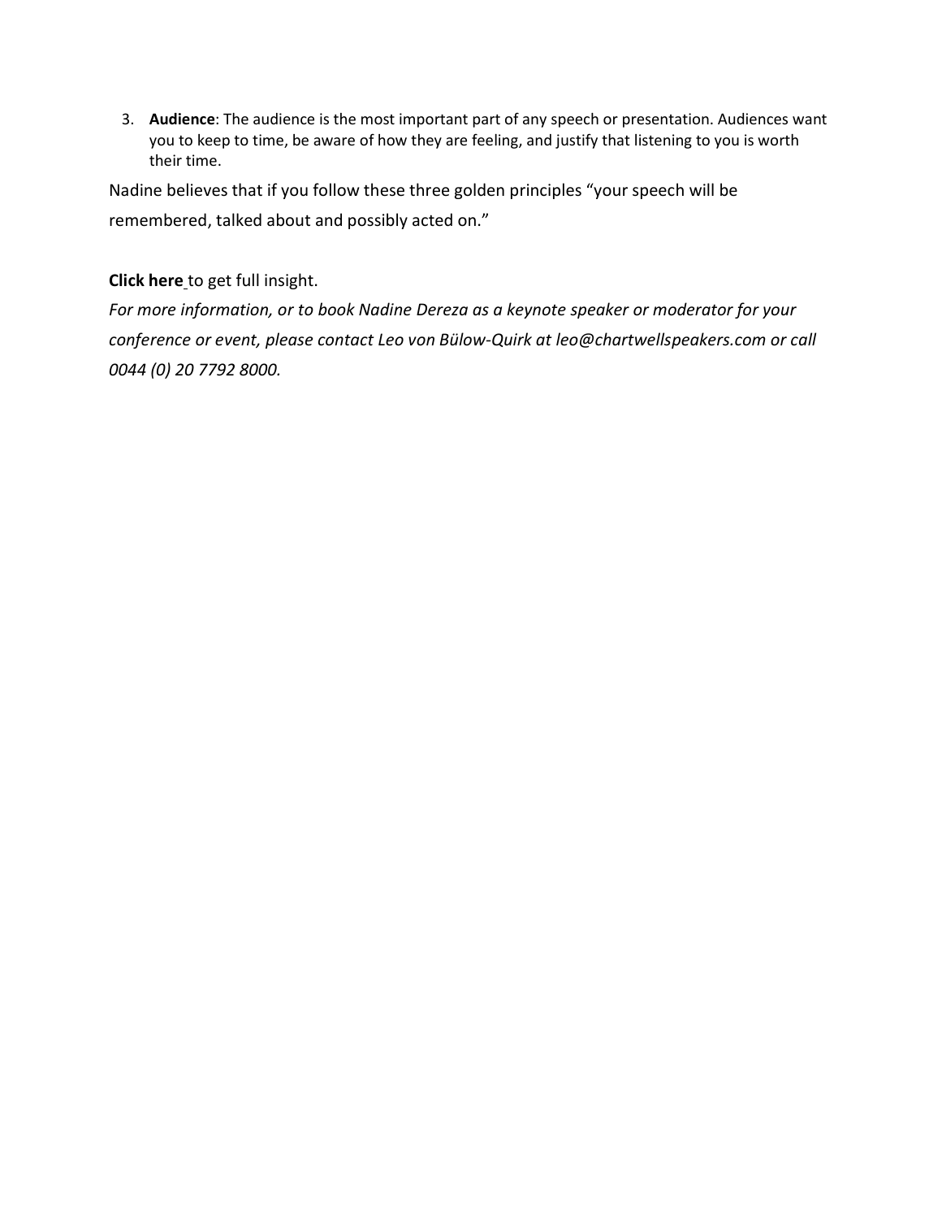3. **Audience**: The audience is the most important part of any speech or presentation. Audiences want you to keep to time, be aware of how they are feeling, and justify that listening to you is worth their time.

Nadine believes that if you follow these three golden principles "your speech will be remembered, talked about and possibly acted on."

**Click here** to get full insight.

*For more information, or to book Nadine Dereza as a keynote speaker or moderator for your conference or event, please contact Leo von Bülow-Quirk at leo@chartwellspeakers.com or call 0044 (0) 20 7792 8000.*